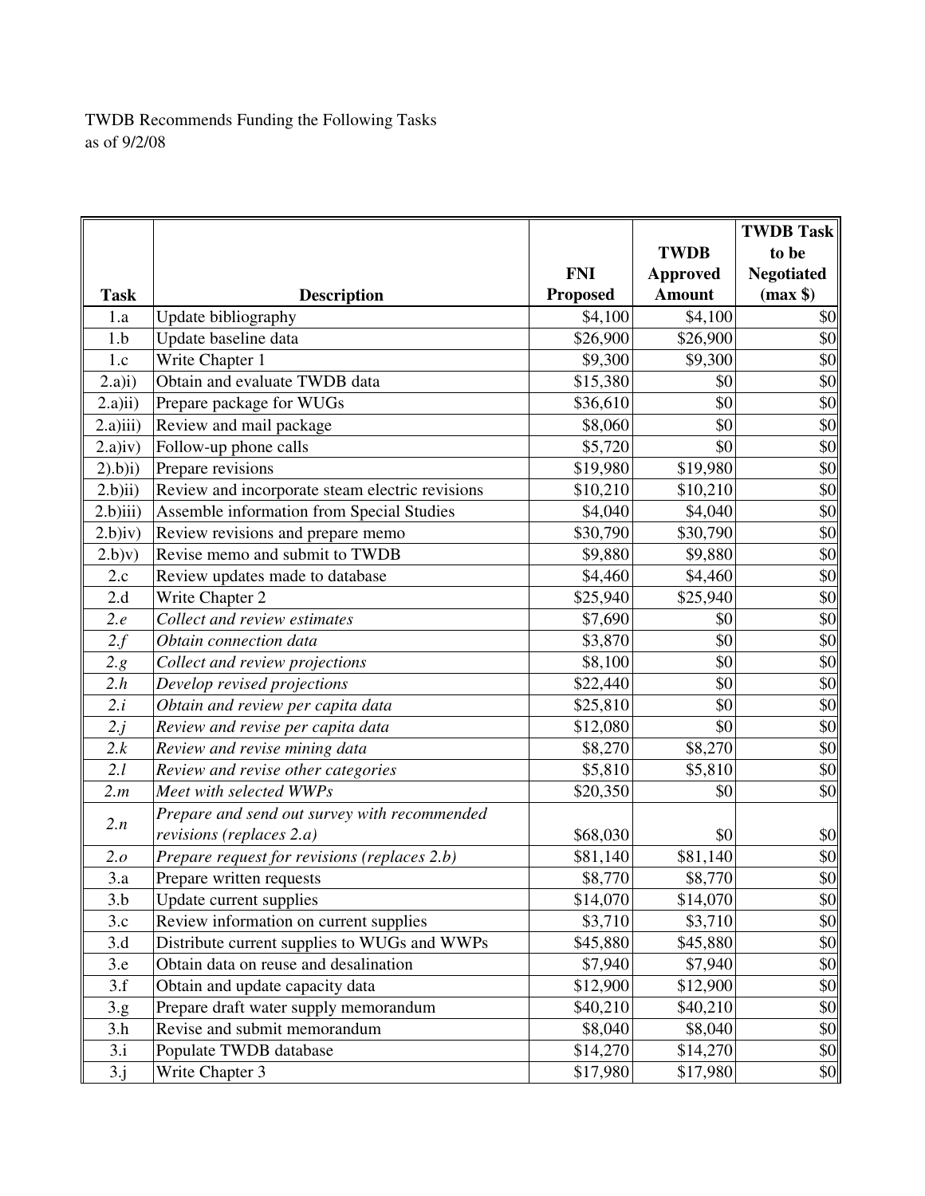TWDB Recommends Funding the Following Tasks
as of 9/2/08

| Task | Description | FNI Proposed | TWDB Approved Amount | TWDB Task to be Negotiated (max $) |
|---|---|---|---|---|
| 1.a | Update bibliography | $4,100 | $4,100 | $0 |
| 1.b | Update baseline data | $26,900 | $26,900 | $0 |
| 1.c | Write Chapter 1 | $9,300 | $9,300 | $0 |
| 2.a)i) | Obtain and evaluate TWDB data | $15,380 | $0 | $0 |
| 2.a)ii) | Prepare package for WUGs | $36,610 | $0 | $0 |
| 2.a)iii) | Review and mail package | $8,060 | $0 | $0 |
| 2.a)iv) | Follow-up phone calls | $5,720 | $0 | $0 |
| 2).b)i) | Prepare revisions | $19,980 | $19,980 | $0 |
| 2.b)ii) | Review and incorporate steam electric revisions | $10,210 | $10,210 | $0 |
| 2.b)iii) | Assemble information from Special Studies | $4,040 | $4,040 | $0 |
| 2.b)iv) | Review revisions and prepare memo | $30,790 | $30,790 | $0 |
| 2.b)v) | Revise memo and submit to TWDB | $9,880 | $9,880 | $0 |
| 2.c | Review updates made to database | $4,460 | $4,460 | $0 |
| 2.d | Write Chapter 2 | $25,940 | $25,940 | $0 |
| *2.e* | *Collect and review estimates* | $7,690 | $0 | $0 |
| *2.f* | *Obtain connection data* | $3,870 | $0 | $0 |
| *2.g* | *Collect and review projections* | $8,100 | $0 | $0 |
| *2.h* | *Develop revised projections* | $22,440 | $0 | $0 |
| *2.i* | *Obtain and review per capita data* | $25,810 | $0 | $0 |
| *2.j* | *Review and revise per capita data* | $12,080 | $0 | $0 |
| *2.k* | *Review and revise mining data* | $8,270 | $8,270 | $0 |
| *2.l* | *Review and revise other categories* | $5,810 | $5,810 | $0 |
| *2.m* | *Meet with selected WWPs* | $20,350 | $0 | $0 |
| *2.n* | *Prepare and send out survey with recommended revisions (replaces 2.a)* | $68,030 | $0 | $0 |
| *2.o* | *Prepare request for revisions (replaces 2.b)* | $81,140 | $81,140 | $0 |
| 3.a | Prepare written requests | $8,770 | $8,770 | $0 |
| 3.b | Update current supplies | $14,070 | $14,070 | $0 |
| 3.c | Review information on current supplies | $3,710 | $3,710 | $0 |
| 3.d | Distribute current supplies to WUGs and WWPs | $45,880 | $45,880 | $0 |
| 3.e | Obtain data on reuse and desalination | $7,940 | $7,940 | $0 |
| 3.f | Obtain and update capacity data | $12,900 | $12,900 | $0 |
| 3.g | Prepare draft water supply memorandum | $40,210 | $40,210 | $0 |
| 3.h | Revise and submit memorandum | $8,040 | $8,040 | $0 |
| 3.i | Populate TWDB database | $14,270 | $14,270 | $0 |
| 3.j | Write Chapter 3 | $17,980 | $17,980 | $0 |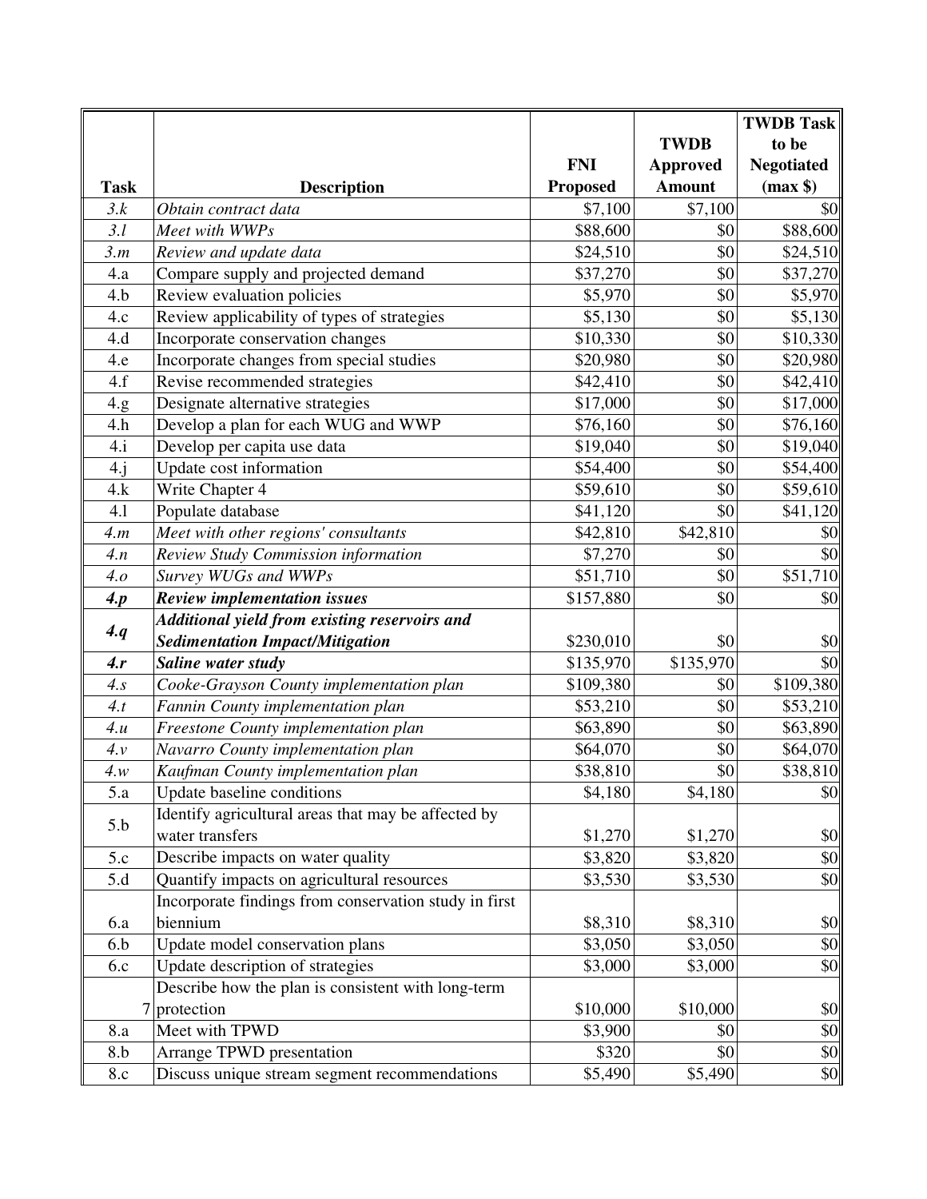| Task | Description | FNI Proposed | TWDB Approved Amount | TWDB Task to be Negotiated (max $) |
|---|---|---|---|---|
| *3.k* | *Obtain contract data* | $7,100 | $7,100 | $0 |
| *3.l* | *Meet with WWPs* | $88,600 | $0 | $88,600 |
| *3.m* | *Review and update data* | $24,510 | $0 | $24,510 |
| 4.a | Compare supply and projected demand | $37,270 | $0 | $37,270 |
| 4.b | Review evaluation policies | $5,970 | $0 | $5,970 |
| 4.c | Review applicability of types of strategies | $5,130 | $0 | $5,130 |
| 4.d | Incorporate conservation changes | $10,330 | $0 | $10,330 |
| 4.e | Incorporate changes from special studies | $20,980 | $0 | $20,980 |
| 4.f | Revise recommended strategies | $42,410 | $0 | $42,410 |
| 4.g | Designate alternative strategies | $17,000 | $0 | $17,000 |
| 4.h | Develop a plan for each WUG and WWP | $76,160 | $0 | $76,160 |
| 4.i | Develop per capita use data | $19,040 | $0 | $19,040 |
| 4.j | Update cost information | $54,400 | $0 | $54,400 |
| 4.k | Write Chapter 4 | $59,610 | $0 | $59,610 |
| 4.l | Populate database | $41,120 | $0 | $41,120 |
| *4.m* | *Meet with other regions' consultants* | $42,810 | $42,810 | $0 |
| *4.n* | *Review Study Commission information* | $7,270 | $0 | $0 |
| *4.o* | *Survey WUGs and WWPs* | $51,710 | $0 | $51,710 |
| ***4.p*** | ***Review implementation issues*** | $157,880 | $0 | $0 |
| ***4.q*** | ***Additional yield from existing reservoirs and Sedimentation Impact/Mitigation*** | $230,010 | $0 | $0 |
| ***4.r*** | ***Saline water study*** | $135,970 | $135,970 | $0 |
| *4.s* | *Cooke-Grayson County implementation plan* | $109,380 | $0 | $109,380 |
| *4.t* | *Fannin County implementation plan* | $53,210 | $0 | $53,210 |
| *4.u* | *Freestone County implementation plan* | $63,890 | $0 | $63,890 |
| *4.v* | *Navarro County implementation plan* | $64,070 | $0 | $64,070 |
| *4.w* | *Kaufman County implementation plan* | $38,810 | $0 | $38,810 |
| 5.a | Update baseline conditions | $4,180 | $4,180 | $0 |
| 5.b | Identify agricultural areas that may be affected by water transfers | $1,270 | $1,270 | $0 |
| 5.c | Describe impacts on water quality | $3,820 | $3,820 | $0 |
| 5.d | Quantify impacts on agricultural resources | $3,530 | $3,530 | $0 |
| 6.a | Incorporate findings from conservation study in first biennium | $8,310 | $8,310 | $0 |
| 6.b | Update model conservation plans | $3,050 | $3,050 | $0 |
| 6.c | Update description of strategies | $3,000 | $3,000 | $0 |
| 7 | Describe how the plan is consistent with long-term protection | $10,000 | $10,000 | $0 |
| 8.a | Meet with TPWD | $3,900 | $0 | $0 |
| 8.b | Arrange TPWD presentation | $320 | $0 | $0 |
| 8.c | Discuss unique stream segment recommendations | $5,490 | $5,490 | $0 |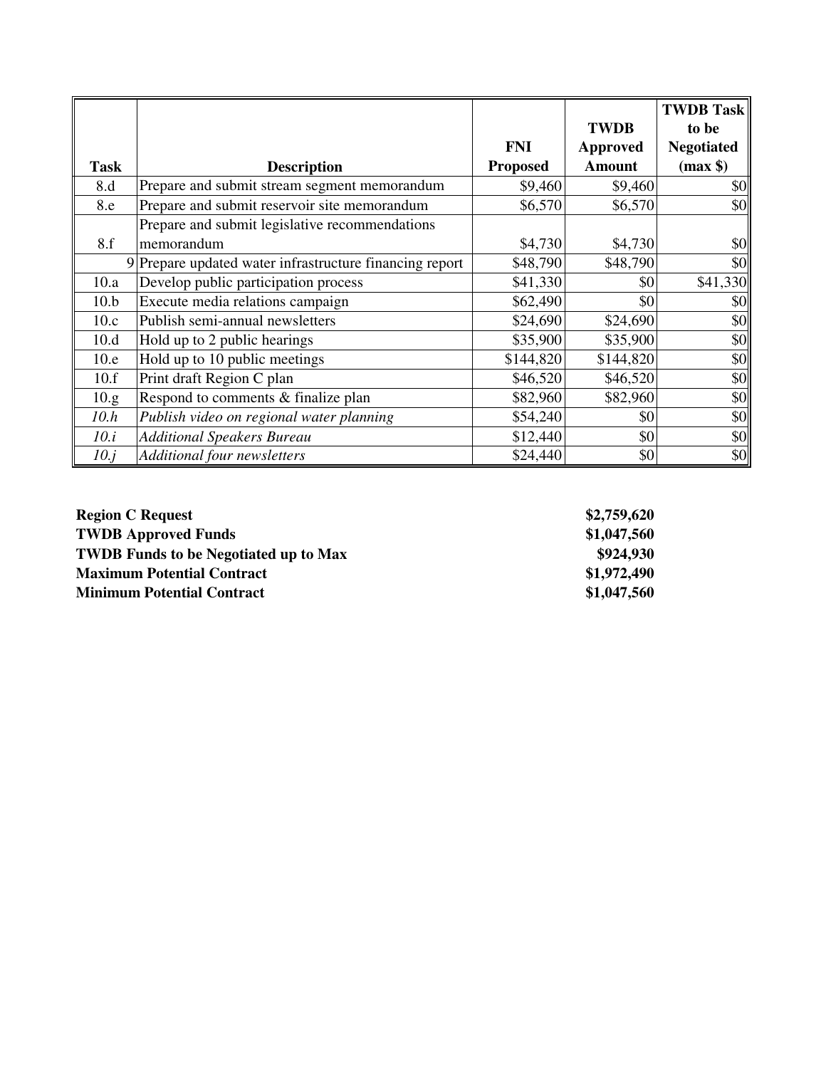| Task | Description | FNI Proposed | TWDB Approved Amount | TWDB Task to be Negotiated (max $) |
|---|---|---|---|---|
| 8.d | Prepare and submit stream segment memorandum | $9,460 | $9,460 | $0 |
| 8.e | Prepare and submit reservoir site memorandum | $6,570 | $6,570 | $0 |
| 8.f | Prepare and submit legislative recommendations memorandum | $4,730 | $4,730 | $0 |
| 9 | Prepare updated water infrastructure financing report | $48,790 | $48,790 | $0 |
| 10.a | Develop public participation process | $41,330 | $0 | $41,330 |
| 10.b | Execute media relations campaign | $62,490 | $0 | $0 |
| 10.c | Publish semi-annual newsletters | $24,690 | $24,690 | $0 |
| 10.d | Hold up to 2 public hearings | $35,900 | $35,900 | $0 |
| 10.e | Hold up to 10 public meetings | $144,820 | $144,820 | $0 |
| 10.f | Print draft Region C plan | $46,520 | $46,520 | $0 |
| 10.g | Respond to comments & finalize plan | $82,960 | $82,960 | $0 |
| *10.h* | *Publish video on regional water planning* | $54,240 | $0 | $0 |
| *10.i* | *Additional Speakers Bureau* | $12,440 | $0 | $0 |
| *10.j* | *Additional four newsletters* | $24,440 | $0 | $0 |

| | |
|---|---|
| **Region C Request** | **$2,759,620** |
| **TWDB Approved Funds** | **$1,047,560** |
| **TWDB Funds to be Negotiated up to Max** | **$924,930** |
| **Maximum Potential Contract** | **$1,972,490** |
| **Minimum Potential Contract** | **$1,047,560** |